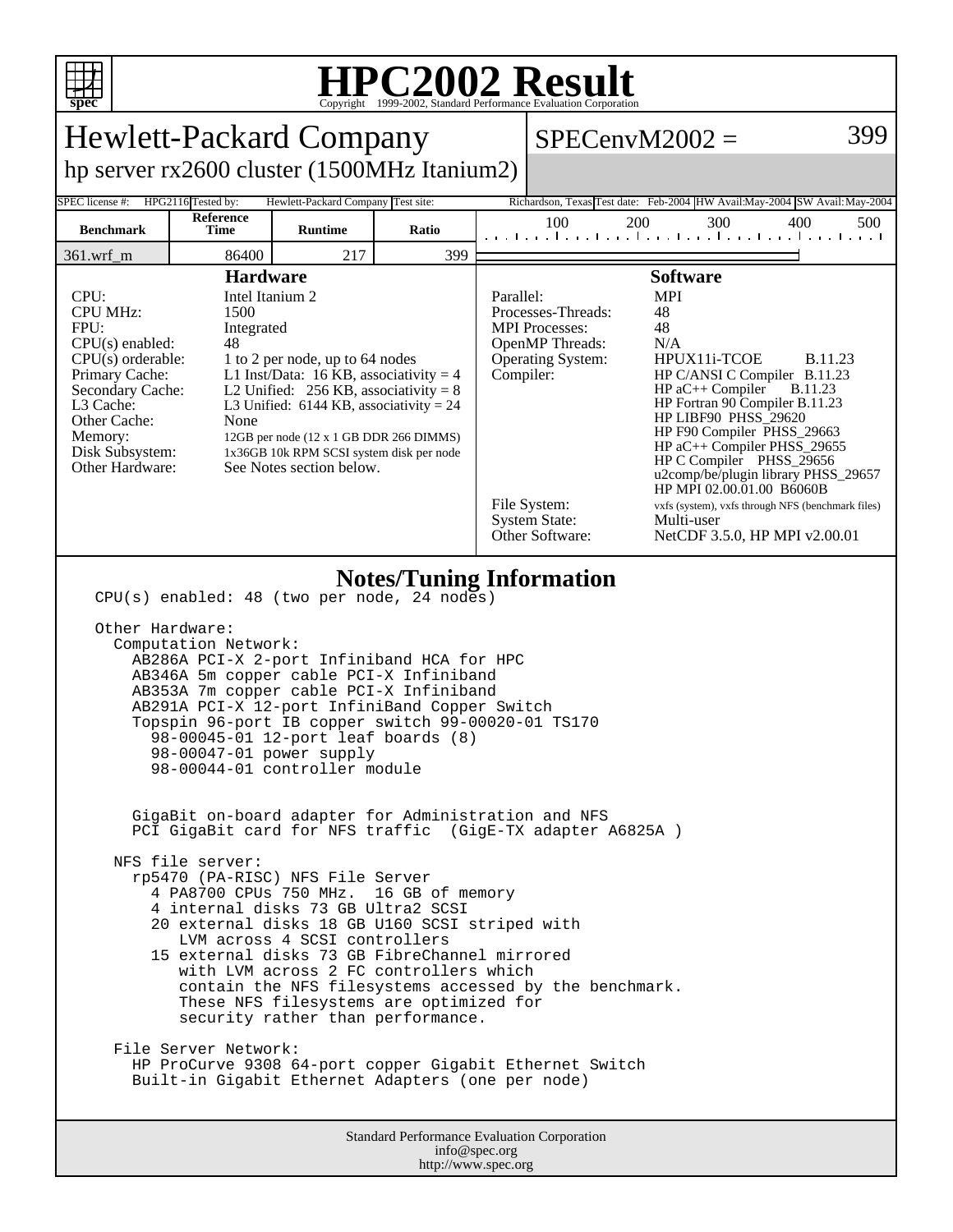# HPC2002 Result

Copyright 1999-2002, Standard Performance Evaluation Corporation

## Hewlett-Packard Company

**hp server rx2600 cluster (1500MHz Itanium2)**

**SPECenvM2002 = 399**

| SPEC license #: | HPG2116 | Tested by: | Hewlett-Packard Company | Test site: | Richardson, Texas | Test date: | Feb-2004 | HW Avail: | May-2004 | SW Avail: | May-2004 |
|---|---|---|---|---|---|---|---|---|---|---|---|

| Benchmark | Reference Time | Runtime | Ratio |
|---|---|---|---|
| 361.wrf_m | 86400 | 217 | 399 |

### Hardware

| | |
|---|---|
| CPU: | Intel Itanium 2 |
| CPU MHz: | 1500 |
| FPU: | Integrated |
| CPU(s) enabled: | 48 |
| CPU(s) orderable: | 1 to 2 per node, up to 64 nodes |
| Primary Cache: | L1 Inst/Data: 16 KB, associativity = 4 |
| Secondary Cache: | L2 Unified: 256 KB, associativity = 8 |
| L3 Cache: | L3 Unified: 6144 KB, associativity = 24 |
| Other Cache: | None |
| Memory: | 12GB per node (12 x 1 GB DDR 266 DIMMS) |
| Disk Subsystem: | 1x36GB 10k RPM SCSI system disk per node |
| Other Hardware: | See Notes section below. |

### Software

| | |
|---|---|
| Parallel: | MPI |
| Processes-Threads: | 48 |
| MPI Processes: | 48 |
| OpenMP Threads: | N/A |
| Operating System: | HPUX11i-TCOE B.11.23 |
| Compiler: | HP C/ANSI C Compiler B.11.23<br>HP aC++ Compiler B.11.23<br>HP Fortran 90 Compiler B.11.23<br>HP LIBF90 PHSS_29620<br>HP F90 Compiler PHSS_29663<br>HP aC++ Compiler PHSS_29655<br>HP C Compiler PHSS_29656<br>u2comp/be/plugin library PHSS_29657<br>HP MPI 02.00.01.00 B6060B |
| File System: | vxfs (system), vxfs through NFS (benchmark files) |
| System State: | Multi-user |
| Other Software: | NetCDF 3.5.0, HP MPI v2.00.01 |

### Notes/Tuning Information

```
CPU(s) enabled: 48 (two per node, 24 nodes)

Other Hardware:
  Computation Network:
    AB286A PCI-X 2-port Infiniband HCA for HPC
    AB346A 5m copper cable PCI-X Infiniband
    AB353A 7m copper cable PCI-X Infiniband
    AB291A PCI-X 12-port InfiniBand Copper Switch
    Topspin 96-port IB copper switch 99-00020-01 TS170
      98-00045-01 12-port leaf boards (8)
      98-00047-01 power supply
      98-00044-01 controller module


    GigaBit on-board adapter for Administration and NFS
    PCI GigaBit card for NFS traffic  (GigE-TX adapter A6825A )

  NFS file server:
    rp5470 (PA-RISC) NFS File Server
      4 PA8700 CPUs 750 MHz.  16 GB of memory
      4 internal disks 73 GB Ultra2 SCSI
      20 external disks 18 GB U160 SCSI striped with
         LVM across 4 SCSI controllers
      15 external disks 73 GB FibreChannel mirrored
         with LVM across 2 FC controllers which
         contain the NFS filesystems accessed by the benchmark.
         These NFS filesystems are optimized for
         security rather than performance.

  File Server Network:
    HP ProCurve 9308 64-port copper Gigabit Ethernet Switch
    Built-in Gigabit Ethernet Adapters (one per node)
```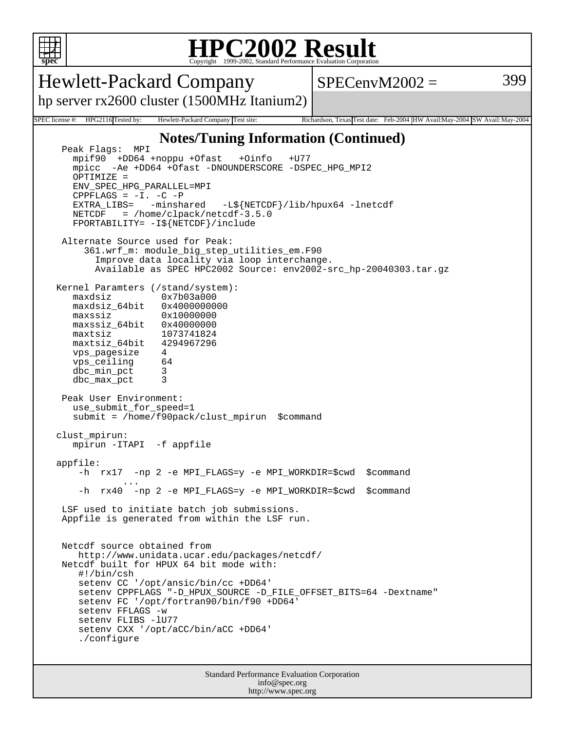# HPC2002 Result

Copyright 1999-2002, Standard Performance Evaluation Corporation

## Hewlett-Packard Company

hp server rx2600 cluster (1500MHz Itanium2)

SPECenvM2002 = 399

| SPEC license #: | HPG2116 | Tested by: | Hewlett-Packard Company | Test site: | Richardson, Texas | Test date: | Feb-2004 | HW Avail: | May-2004 | SW Avail: | May-2004 |
|---|---|---|---|---|---|---|---|---|---|---|---|

## Notes/Tuning Information (Continued)

```
 Peak Flags:  MPI
   mpif90  +DD64 +noppu +Ofast   +Oinfo   +U77
   mpicc  -Ae +DD64 +Ofast -DNOUNDERSCORE -DSPEC_HPG_MPI2
   OPTIMIZE =
   ENV_SPEC_HPG_PARALLEL=MPI
   CPPFLAGS = -I. -C -P
   EXTRA_LIBS=   -minshared   -L${NETCDF}/lib/hpux64 -lnetcdf
   NETCDF   = /home/clpack/netcdf-3.5.0
   FPORTABILITY= -I${NETCDF}/include

 Alternate Source used for Peak:
     361.wrf_m: module_big_step_utilities_em.F90
       Improve data locality via loop interchange.
       Available as SPEC HPC2002 Source: env2002-src_hp-20040303.tar.gz

Kernel Paramters (/stand/system):
   maxdsiz         0x7b03a000
   maxdsiz_64bit   0x4000000000
   maxssiz         0x10000000
   maxssiz_64bit   0x40000000
   maxtsiz         1073741824
   maxtsiz_64bit   4294967296
   vps_pagesize    4
   vps_ceiling     64
   dbc_min_pct     3
   dbc_max_pct     3

 Peak User Environment:
   use_submit_for_speed=1
   submit = /home/f90pack/clust_mpirun  $command

clust_mpirun:
   mpirun -ITAPI  -f appfile

appfile:
    -h  rx17  -np 2 -e MPI_FLAGS=y -e MPI_WORKDIR=$cwd  $command
            ...
    -h  rx40  -np 2 -e MPI_FLAGS=y -e MPI_WORKDIR=$cwd  $command

 LSF used to initiate batch job submissions.
 Appfile is generated from within the LSF run.


 Netcdf source obtained from
    http://www.unidata.ucar.edu/packages/netcdf/
 Netcdf built for HPUX 64 bit mode with:
    #!/bin/csh
    setenv CC '/opt/ansic/bin/cc +DD64'
    setenv CPPFLAGS "-D_HPUX_SOURCE -D_FILE_OFFSET_BITS=64 -Dextname"
    setenv FC '/opt/fortran90/bin/f90 +DD64'
    setenv FFLAGS -w
    setenv FLIBS -lU77
    setenv CXX '/opt/aCC/bin/aCC +DD64'
    ./configure
```

Standard Performance Evaluation Corporation
info@spec.org
http://www.spec.org